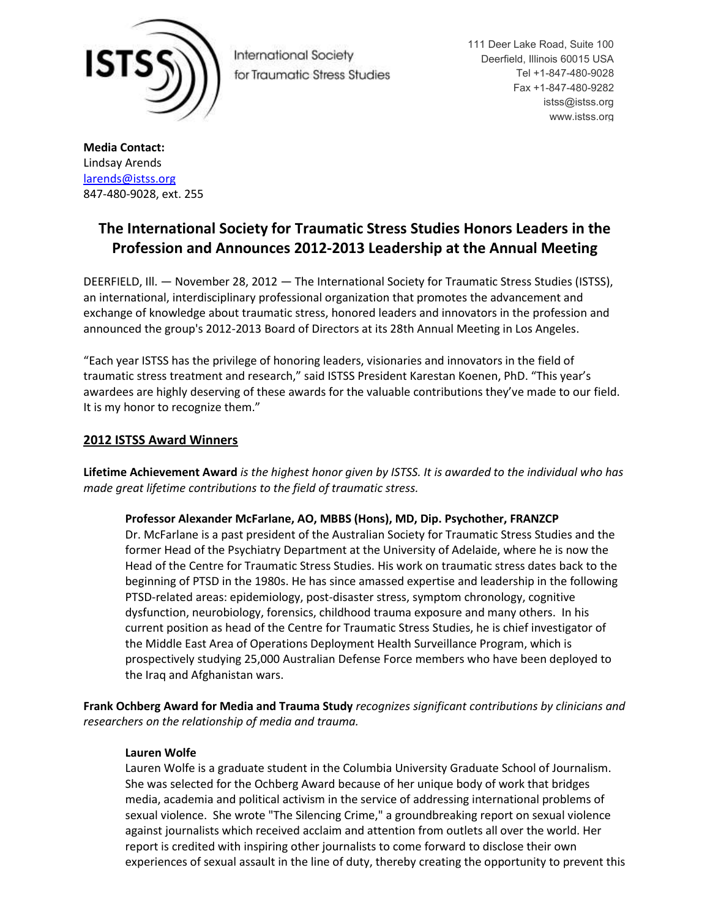International Society for Traumatic Stress Studies

111 Deer Lake Road, Suite 100
Deerfield, Illinois 60015 USA
Tel +1-847-480-9028
Fax +1-847-480-9282
istss@istss.org
www.istss.org

**Media Contact:**
Lindsay Arends
larends@istss.org
847-480-9028, ext. 255

# The International Society for Traumatic Stress Studies Honors Leaders in the Profession and Announces 2012-2013 Leadership at the Annual Meeting

DEERFIELD, Ill. — November 28, 2012 — The International Society for Traumatic Stress Studies (ISTSS), an international, interdisciplinary professional organization that promotes the advancement and exchange of knowledge about traumatic stress, honored leaders and innovators in the profession and announced the group's 2012-2013 Board of Directors at its 28th Annual Meeting in Los Angeles.

"Each year ISTSS has the privilege of honoring leaders, visionaries and innovators in the field of traumatic stress treatment and research," said ISTSS President Karestan Koenen, PhD. "This year's awardees are highly deserving of these awards for the valuable contributions they've made to our field. It is my honor to recognize them."

## 2012 ISTSS Award Winners

**Lifetime Achievement Award** *is the highest honor given by ISTSS. It is awarded to the individual who has made great lifetime contributions to the field of traumatic stress.*

**Professor Alexander McFarlane, AO, MBBS (Hons), MD, Dip. Psychother, FRANZCP**
Dr. McFarlane is a past president of the Australian Society for Traumatic Stress Studies and the former Head of the Psychiatry Department at the University of Adelaide, where he is now the Head of the Centre for Traumatic Stress Studies. His work on traumatic stress dates back to the beginning of PTSD in the 1980s. He has since amassed expertise and leadership in the following PTSD-related areas: epidemiology, post-disaster stress, symptom chronology, cognitive dysfunction, neurobiology, forensics, childhood trauma exposure and many others. In his current position as head of the Centre for Traumatic Stress Studies, he is chief investigator of the Middle East Area of Operations Deployment Health Surveillance Program, which is prospectively studying 25,000 Australian Defense Force members who have been deployed to the Iraq and Afghanistan wars.

**Frank Ochberg Award for Media and Trauma Study** *recognizes significant contributions by clinicians and researchers on the relationship of media and trauma.*

**Lauren Wolfe**
Lauren Wolfe is a graduate student in the Columbia University Graduate School of Journalism. She was selected for the Ochberg Award because of her unique body of work that bridges media, academia and political activism in the service of addressing international problems of sexual violence. She wrote "The Silencing Crime," a groundbreaking report on sexual violence against journalists which received acclaim and attention from outlets all over the world. Her report is credited with inspiring other journalists to come forward to disclose their own experiences of sexual assault in the line of duty, thereby creating the opportunity to prevent this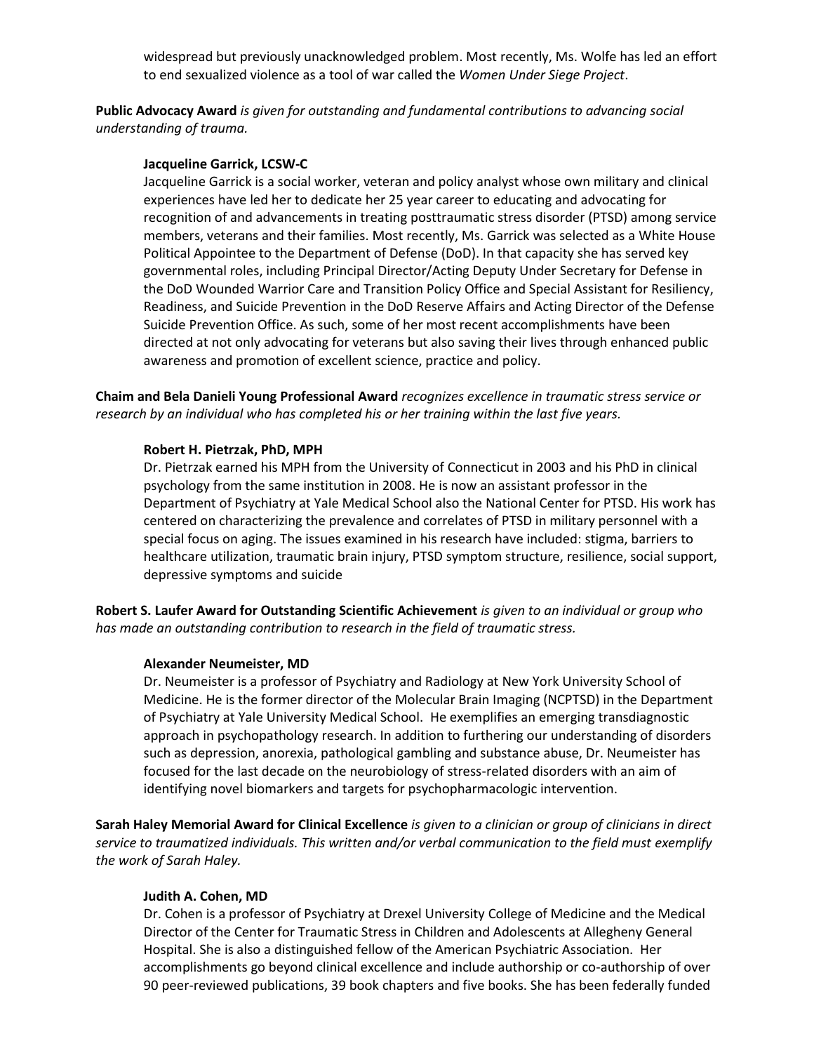widespread but previously unacknowledged problem. Most recently, Ms. Wolfe has led an effort to end sexualized violence as a tool of war called the *Women Under Siege Project*.

**Public Advocacy Award** *is given for outstanding and fundamental contributions to advancing social understanding of trauma.*

**Jacqueline Garrick, LCSW-C**

Jacqueline Garrick is a social worker, veteran and policy analyst whose own military and clinical experiences have led her to dedicate her 25 year career to educating and advocating for recognition of and advancements in treating posttraumatic stress disorder (PTSD) among service members, veterans and their families. Most recently, Ms. Garrick was selected as a White House Political Appointee to the Department of Defense (DoD). In that capacity she has served key governmental roles, including Principal Director/Acting Deputy Under Secretary for Defense in the DoD Wounded Warrior Care and Transition Policy Office and Special Assistant for Resiliency, Readiness, and Suicide Prevention in the DoD Reserve Affairs and Acting Director of the Defense Suicide Prevention Office. As such, some of her most recent accomplishments have been directed at not only advocating for veterans but also saving their lives through enhanced public awareness and promotion of excellent science, practice and policy.

**Chaim and Bela Danieli Young Professional Award** *recognizes excellence in traumatic stress service or research by an individual who has completed his or her training within the last five years.*

**Robert H. Pietrzak, PhD, MPH**

Dr. Pietrzak earned his MPH from the University of Connecticut in 2003 and his PhD in clinical psychology from the same institution in 2008. He is now an assistant professor in the Department of Psychiatry at Yale Medical School also the National Center for PTSD. His work has centered on characterizing the prevalence and correlates of PTSD in military personnel with a special focus on aging. The issues examined in his research have included: stigma, barriers to healthcare utilization, traumatic brain injury, PTSD symptom structure, resilience, social support, depressive symptoms and suicide

**Robert S. Laufer Award for Outstanding Scientific Achievement** *is given to an individual or group who has made an outstanding contribution to research in the field of traumatic stress.*

**Alexander Neumeister, MD**

Dr. Neumeister is a professor of Psychiatry and Radiology at New York University School of Medicine. He is the former director of the Molecular Brain Imaging (NCPTSD) in the Department of Psychiatry at Yale University Medical School. He exemplifies an emerging transdiagnostic approach in psychopathology research. In addition to furthering our understanding of disorders such as depression, anorexia, pathological gambling and substance abuse, Dr. Neumeister has focused for the last decade on the neurobiology of stress-related disorders with an aim of identifying novel biomarkers and targets for psychopharmacologic intervention.

**Sarah Haley Memorial Award for Clinical Excellence** *is given to a clinician or group of clinicians in direct service to traumatized individuals. This written and/or verbal communication to the field must exemplify the work of Sarah Haley.*

**Judith A. Cohen, MD**

Dr. Cohen is a professor of Psychiatry at Drexel University College of Medicine and the Medical Director of the Center for Traumatic Stress in Children and Adolescents at Allegheny General Hospital. She is also a distinguished fellow of the American Psychiatric Association. Her accomplishments go beyond clinical excellence and include authorship or co-authorship of over 90 peer-reviewed publications, 39 book chapters and five books. She has been federally funded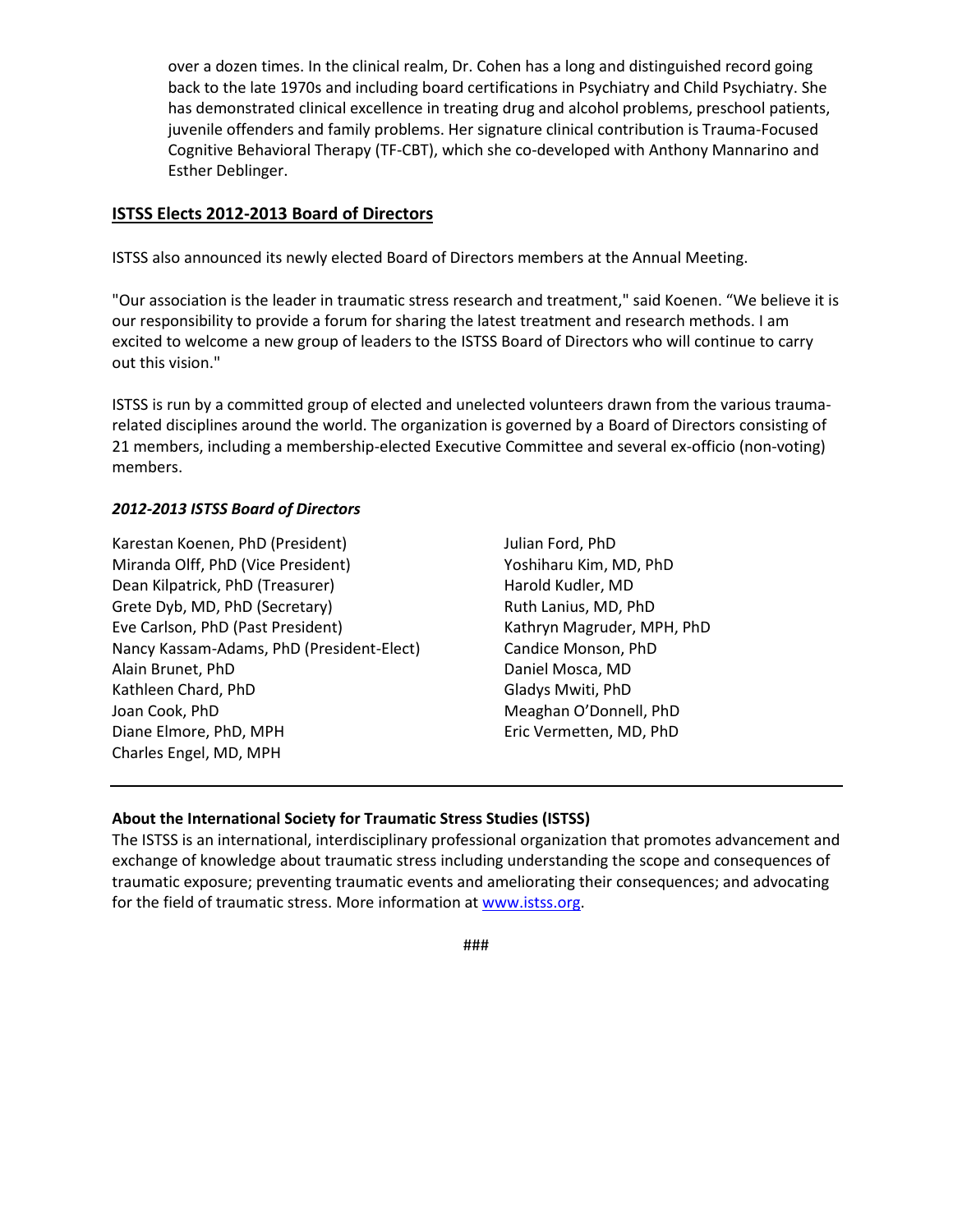over a dozen times. In the clinical realm, Dr. Cohen has a long and distinguished record going back to the late 1970s and including board certifications in Psychiatry and Child Psychiatry. She has demonstrated clinical excellence in treating drug and alcohol problems, preschool patients, juvenile offenders and family problems. Her signature clinical contribution is Trauma-Focused Cognitive Behavioral Therapy (TF-CBT), which she co-developed with Anthony Mannarino and Esther Deblinger.

## ISTSS Elects 2012-2013 Board of Directors

ISTSS also announced its newly elected Board of Directors members at the Annual Meeting.

"Our association is the leader in traumatic stress research and treatment," said Koenen. "We believe it is our responsibility to provide a forum for sharing the latest treatment and research methods. I am excited to welcome a new group of leaders to the ISTSS Board of Directors who will continue to carry out this vision."

ISTSS is run by a committed group of elected and unelected volunteers drawn from the various trauma-related disciplines around the world. The organization is governed by a Board of Directors consisting of 21 members, including a membership-elected Executive Committee and several ex-officio (non-voting) members.

***2012-2013 ISTSS Board of Directors***

Karestan Koenen, PhD (President)
Miranda Olff, PhD (Vice President)
Dean Kilpatrick, PhD (Treasurer)
Grete Dyb, MD, PhD (Secretary)
Eve Carlson, PhD (Past President)
Nancy Kassam-Adams, PhD (President-Elect)
Alain Brunet, PhD
Kathleen Chard, PhD
Joan Cook, PhD
Diane Elmore, PhD, MPH
Charles Engel, MD, MPH
Julian Ford, PhD
Yoshiharu Kim, MD, PhD
Harold Kudler, MD
Ruth Lanius, MD, PhD
Kathryn Magruder, MPH, PhD
Candice Monson, PhD
Daniel Mosca, MD
Gladys Mwiti, PhD
Meaghan O'Donnell, PhD
Eric Vermetten, MD, PhD

---

**About the International Society for Traumatic Stress Studies (ISTSS)**
The ISTSS is an international, interdisciplinary professional organization that promotes advancement and exchange of knowledge about traumatic stress including understanding the scope and consequences of traumatic exposure; preventing traumatic events and ameliorating their consequences; and advocating for the field of traumatic stress. More information at [www.istss.org](www.istss.org).

###